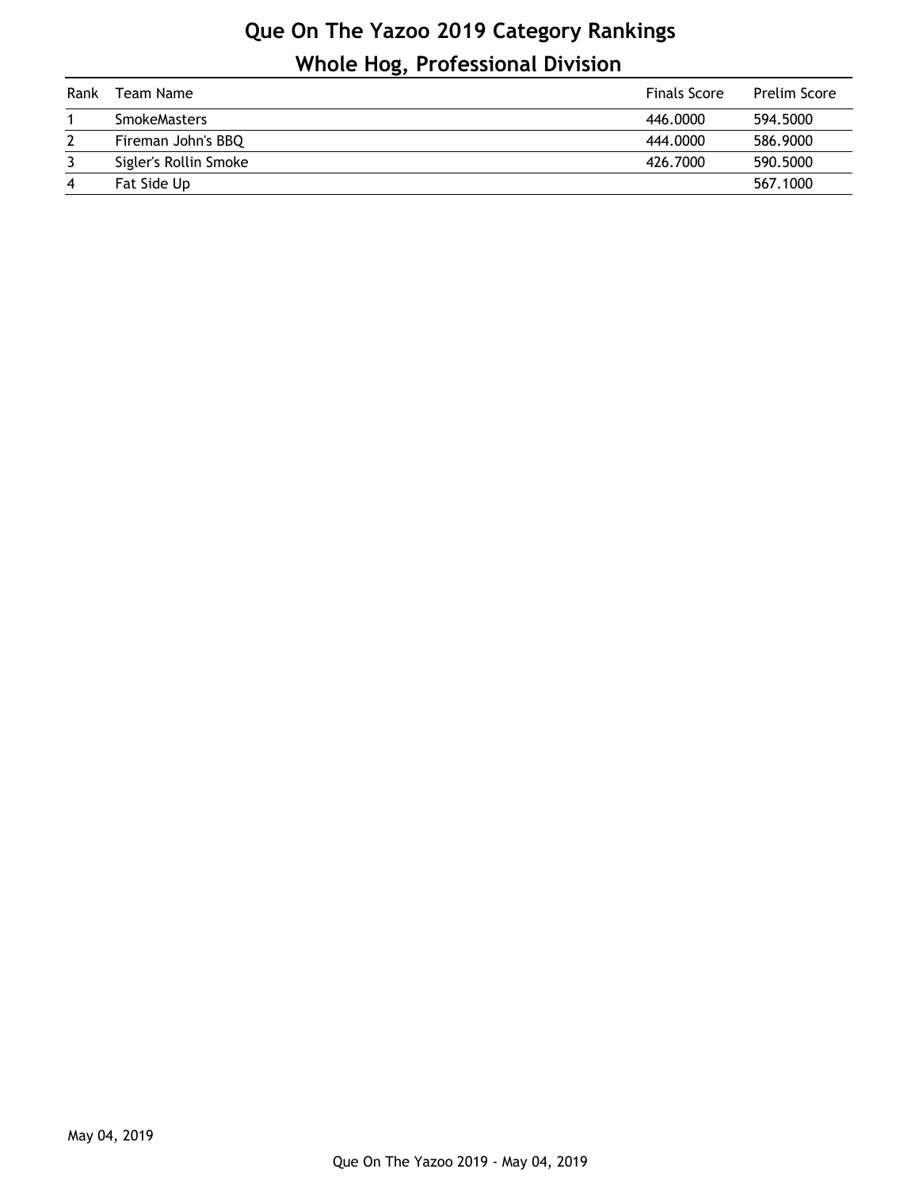# Que On The Yazoo 2019 Category Rankings

## Whole Hog, Professional Division

| Rank | Team Name | Finals Score | Prelim Score |
|---|---|---|---|
| 1 | SmokeMasters | 446.0000 | 594.5000 |
| 2 | Fireman John's BBQ | 444.0000 | 586.9000 |
| 3 | Sigler's Rollin Smoke | 426.7000 | 590.5000 |
| 4 | Fat Side Up | | 567.1000 |

May 04, 2019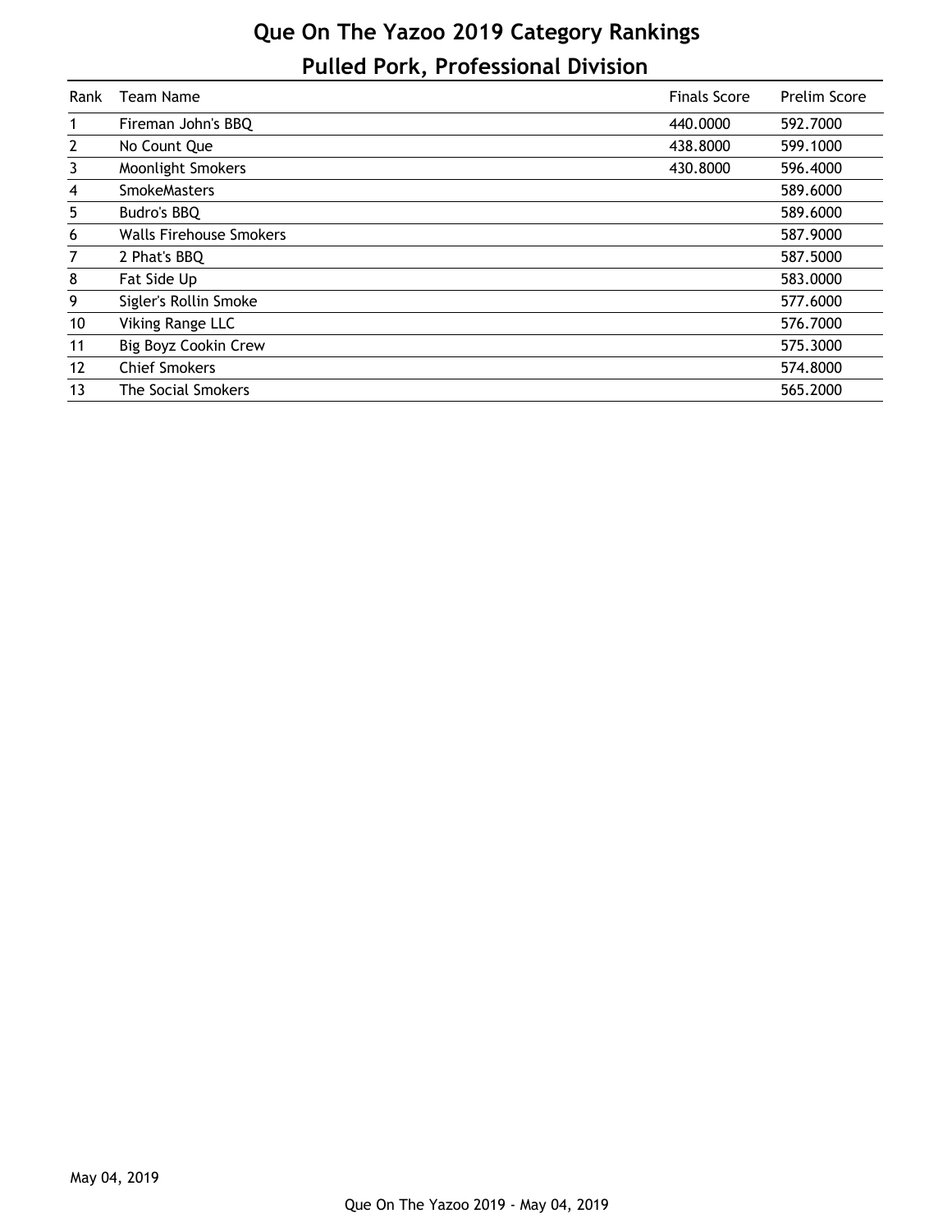# Que On The Yazoo 2019 Category Rankings

## Pulled Pork, Professional Division

| Rank | Team Name | Finals Score | Prelim Score |
|---|---|---|---|
| 1 | Fireman John's BBQ | 440.0000 | 592.7000 |
| 2 | No Count Que | 438.8000 | 599.1000 |
| 3 | Moonlight Smokers | 430.8000 | 596.4000 |
| 4 | SmokeMasters | | 589.6000 |
| 5 | Budro's BBQ | | 589.6000 |
| 6 | Walls Firehouse Smokers | | 587.9000 |
| 7 | 2 Phat's BBQ | | 587.5000 |
| 8 | Fat Side Up | | 583.0000 |
| 9 | Sigler's Rollin Smoke | | 577.6000 |
| 10 | Viking Range LLC | | 576.7000 |
| 11 | Big Boyz Cookin Crew | | 575.3000 |
| 12 | Chief Smokers | | 574.8000 |
| 13 | The Social Smokers | | 565.2000 |

May 04, 2019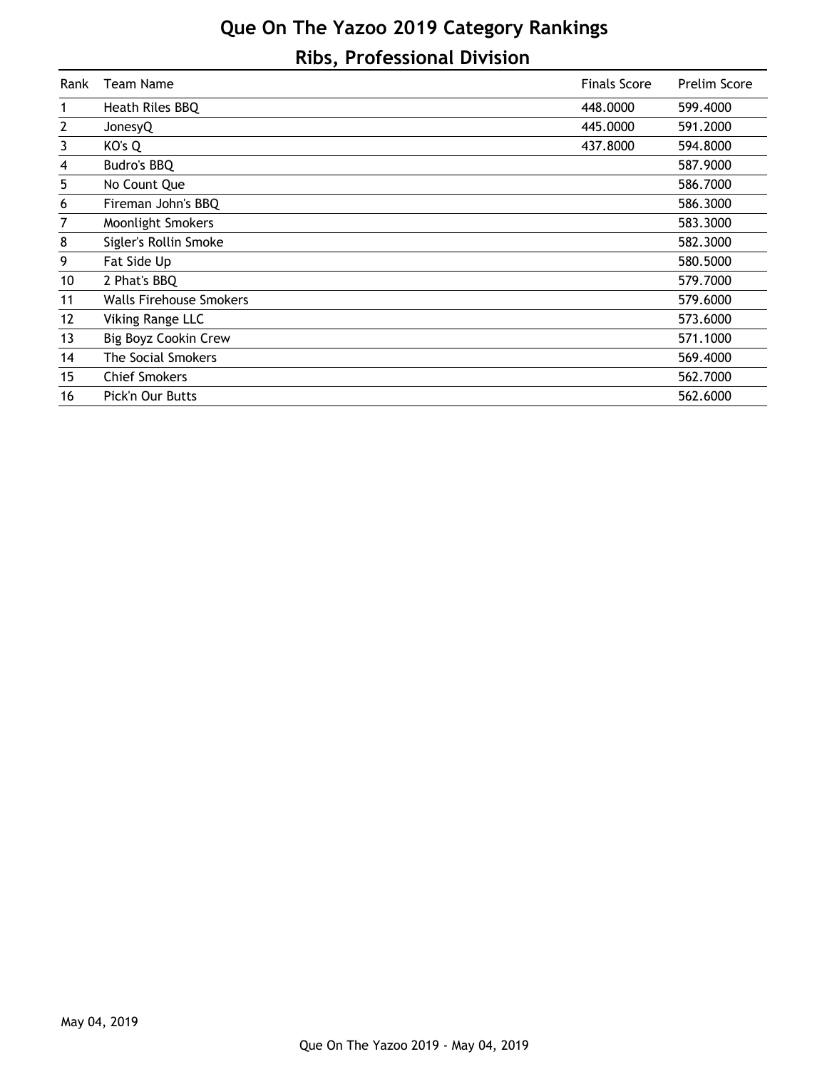# Que On The Yazoo 2019 Category Rankings

## Ribs, Professional Division

| Rank | Team Name | Finals Score | Prelim Score |
|---|---|---|---|
| 1 | Heath Riles BBQ | 448.0000 | 599.4000 |
| 2 | JonesyQ | 445.0000 | 591.2000 |
| 3 | KO's Q | 437.8000 | 594.8000 |
| 4 | Budro's BBQ | | 587.9000 |
| 5 | No Count Que | | 586.7000 |
| 6 | Fireman John's BBQ | | 586.3000 |
| 7 | Moonlight Smokers | | 583.3000 |
| 8 | Sigler's Rollin Smoke | | 582.3000 |
| 9 | Fat Side Up | | 580.5000 |
| 10 | 2 Phat's BBQ | | 579.7000 |
| 11 | Walls Firehouse Smokers | | 579.6000 |
| 12 | Viking Range LLC | | 573.6000 |
| 13 | Big Boyz Cookin Crew | | 571.1000 |
| 14 | The Social Smokers | | 569.4000 |
| 15 | Chief Smokers | | 562.7000 |
| 16 | Pick'n Our Butts | | 562.6000 |

May 04, 2019